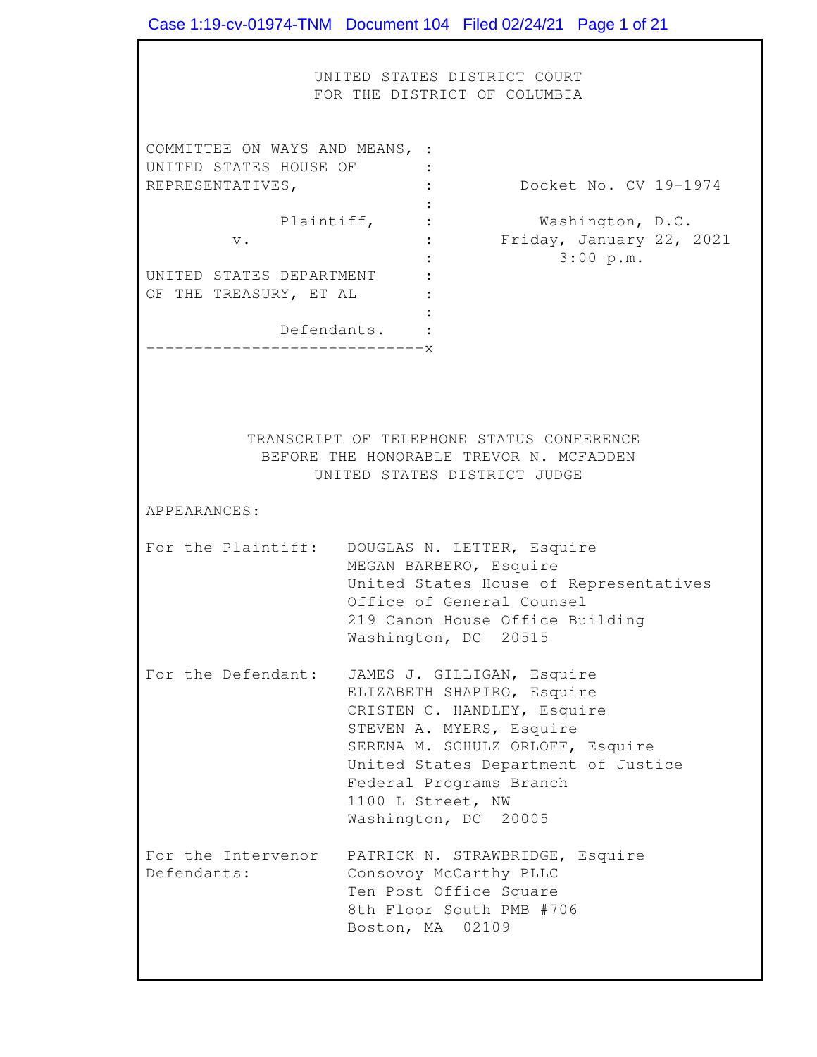UNITED STATES DISTRICT COURT
FOR THE DISTRICT OF COLUMBIA

| | | |
|---|---|---|
| COMMITTEE ON WAYS AND MEANS, UNITED STATES HOUSE OF REPRESENTATIVES, | : | Docket No. CV 19-1974 |
| Plaintiff, | : | Washington, D.C. |
| v. | : | Friday, January 22, 2021 |
| | : | 3:00 p.m. |
| UNITED STATES DEPARTMENT OF THE TREASURY, ET AL | : | |
| Defendants. | : | |

TRANSCRIPT OF TELEPHONE STATUS CONFERENCE
BEFORE THE HONORABLE TREVOR N. MCFADDEN
UNITED STATES DISTRICT JUDGE

APPEARANCES:

For the Plaintiff:
DOUGLAS N. LETTER, Esquire
MEGAN BARBERO, Esquire
United States House of Representatives
Office of General Counsel
219 Canon House Office Building
Washington, DC 20515

For the Defendant:
JAMES J. GILLIGAN, Esquire
ELIZABETH SHAPIRO, Esquire
CRISTEN C. HANDLEY, Esquire
STEVEN A. MYERS, Esquire
SERENA M. SCHULZ ORLOFF, Esquire
United States Department of Justice
Federal Programs Branch
1100 L Street, NW
Washington, DC 20005

For the Intervenor Defendants:
PATRICK N. STRAWBRIDGE, Esquire
Consovoy McCarthy PLLC
Ten Post Office Square
8th Floor South PMB #706
Boston, MA 02109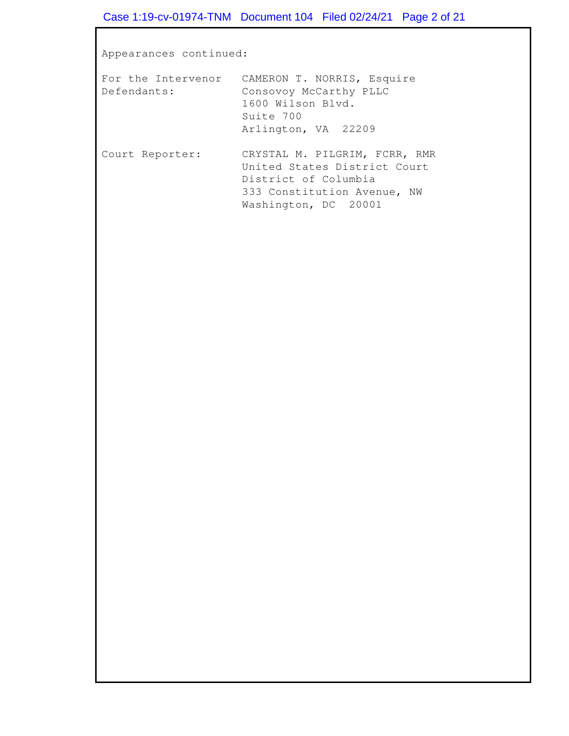Appearances continued:

| | |
|---|---|
| For the Intervenor Defendants: | CAMERON T. NORRIS, Esquire<br>Consovoy McCarthy PLLC<br>1600 Wilson Blvd.<br>Suite 700<br>Arlington, VA 22209 |
| Court Reporter: | CRYSTAL M. PILGRIM, FCRR, RMR<br>United States District Court<br>District of Columbia<br>333 Constitution Avenue, NW<br>Washington, DC 20001 |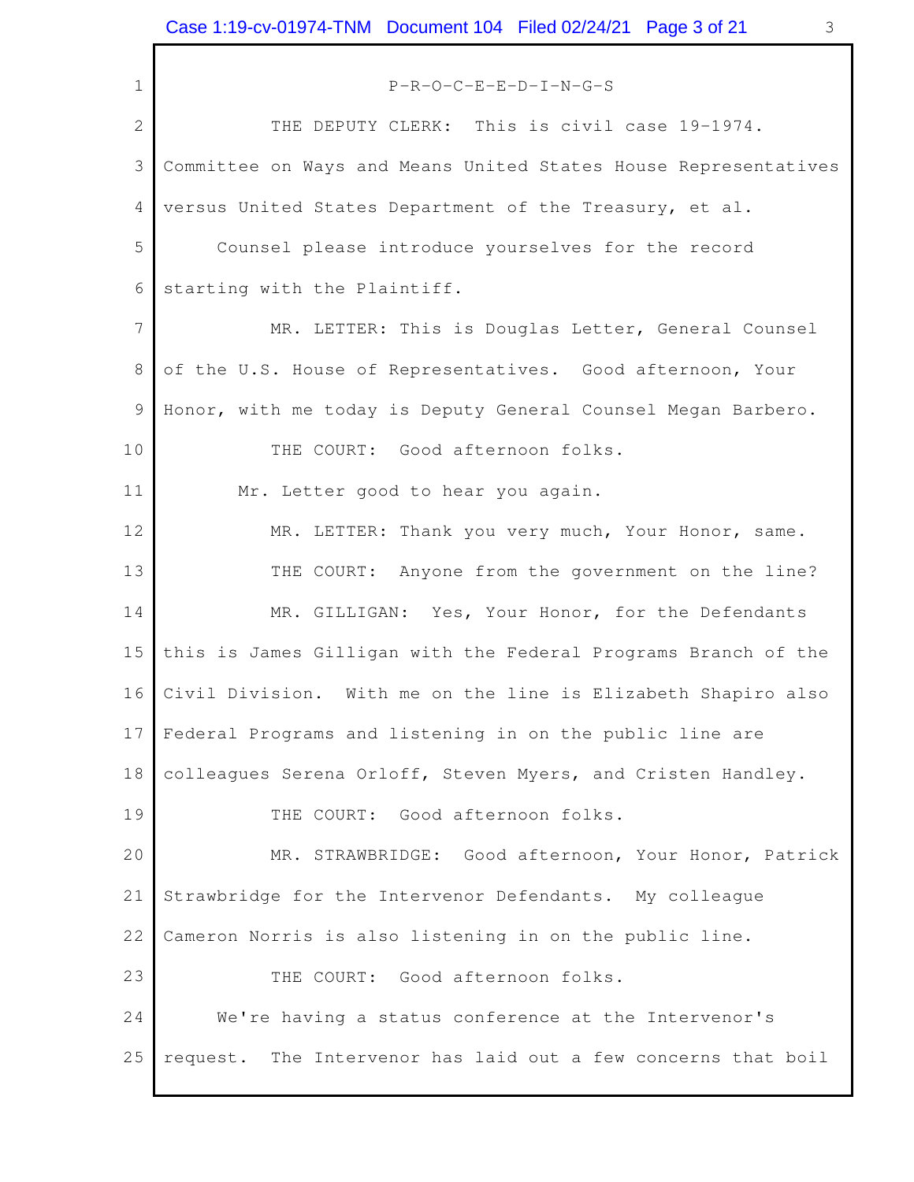P-R-O-C-E-E-D-I-N-G-S

THE DEPUTY CLERK: This is civil case 19-1974. Committee on Ways and Means United States House Representatives versus United States Department of the Treasury, et al.

Counsel please introduce yourselves for the record starting with the Plaintiff.

MR. LETTER: This is Douglas Letter, General Counsel of the U.S. House of Representatives. Good afternoon, Your Honor, with me today is Deputy General Counsel Megan Barbero.

THE COURT: Good afternoon folks.

Mr. Letter good to hear you again.

MR. LETTER: Thank you very much, Your Honor, same.

THE COURT: Anyone from the government on the line?

MR. GILLIGAN: Yes, Your Honor, for the Defendants this is James Gilligan with the Federal Programs Branch of the Civil Division. With me on the line is Elizabeth Shapiro also Federal Programs and listening in on the public line are colleagues Serena Orloff, Steven Myers, and Cristen Handley.

THE COURT: Good afternoon folks.

MR. STRAWBRIDGE: Good afternoon, Your Honor, Patrick Strawbridge for the Intervenor Defendants. My colleague Cameron Norris is also listening in on the public line.

THE COURT: Good afternoon folks.

We're having a status conference at the Intervenor's request. The Intervenor has laid out a few concerns that boil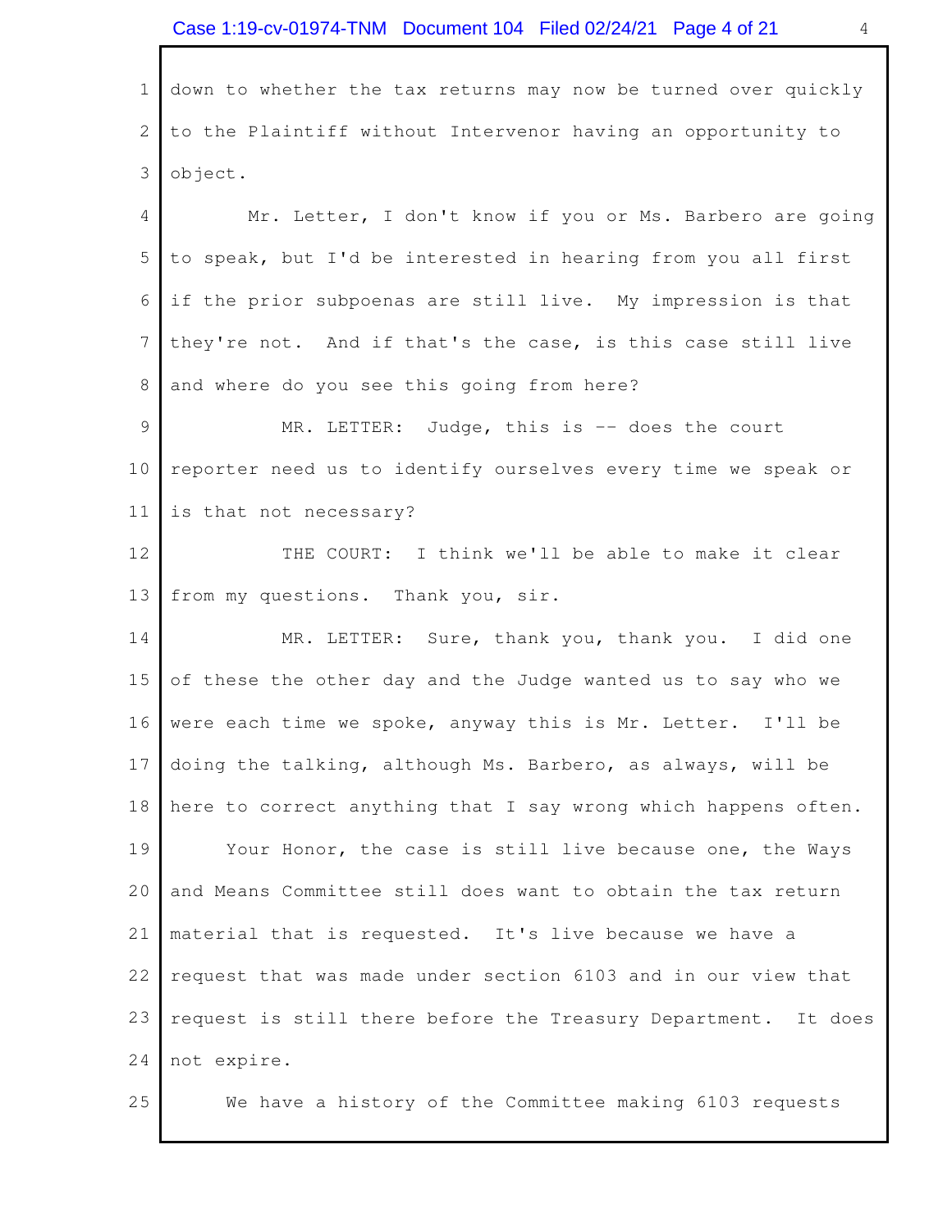down to whether the tax returns may now be turned over quickly to the Plaintiff without Intervenor having an opportunity to object.

Mr. Letter, I don't know if you or Ms. Barbero are going to speak, but I'd be interested in hearing from you all first if the prior subpoenas are still live. My impression is that they're not. And if that's the case, is this case still live and where do you see this going from here?

MR. LETTER: Judge, this is -- does the court reporter need us to identify ourselves every time we speak or is that not necessary?

THE COURT: I think we'll be able to make it clear from my questions. Thank you, sir.

MR. LETTER: Sure, thank you, thank you. I did one of these the other day and the Judge wanted us to say who we were each time we spoke, anyway this is Mr. Letter. I'll be doing the talking, although Ms. Barbero, as always, will be here to correct anything that I say wrong which happens often.

Your Honor, the case is still live because one, the Ways and Means Committee still does want to obtain the tax return material that is requested. It's live because we have a request that was made under section 6103 and in our view that request is still there before the Treasury Department. It does not expire.

We have a history of the Committee making 6103 requests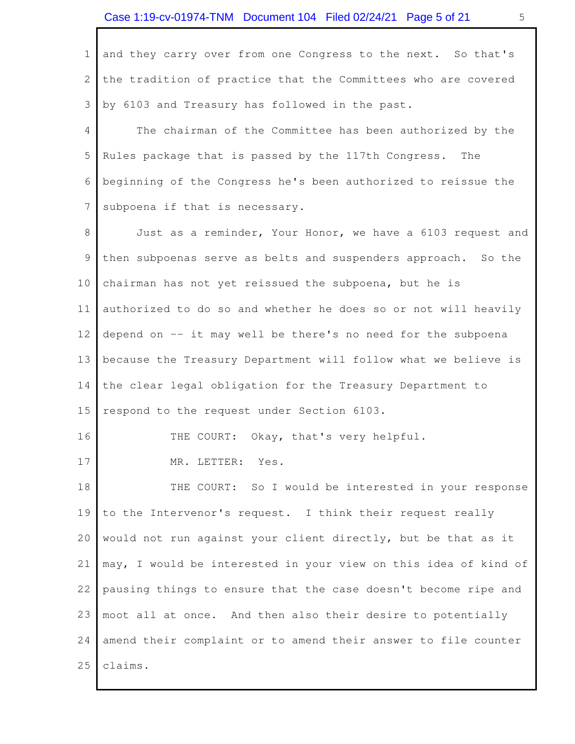and they carry over from one Congress to the next. So that's the tradition of practice that the Committees who are covered by 6103 and Treasury has followed in the past.

The chairman of the Committee has been authorized by the Rules package that is passed by the 117th Congress. The beginning of the Congress he's been authorized to reissue the subpoena if that is necessary.

Just as a reminder, Your Honor, we have a 6103 request and then subpoenas serve as belts and suspenders approach. So the chairman has not yet reissued the subpoena, but he is authorized to do so and whether he does so or not will heavily depend on -- it may well be there's no need for the subpoena because the Treasury Department will follow what we believe is the clear legal obligation for the Treasury Department to respond to the request under Section 6103.

THE COURT: Okay, that's very helpful.

MR. LETTER: Yes.

THE COURT: So I would be interested in your response to the Intervenor's request. I think their request really would not run against your client directly, but be that as it may, I would be interested in your view on this idea of kind of pausing things to ensure that the case doesn't become ripe and moot all at once. And then also their desire to potentially amend their complaint or to amend their answer to file counter claims.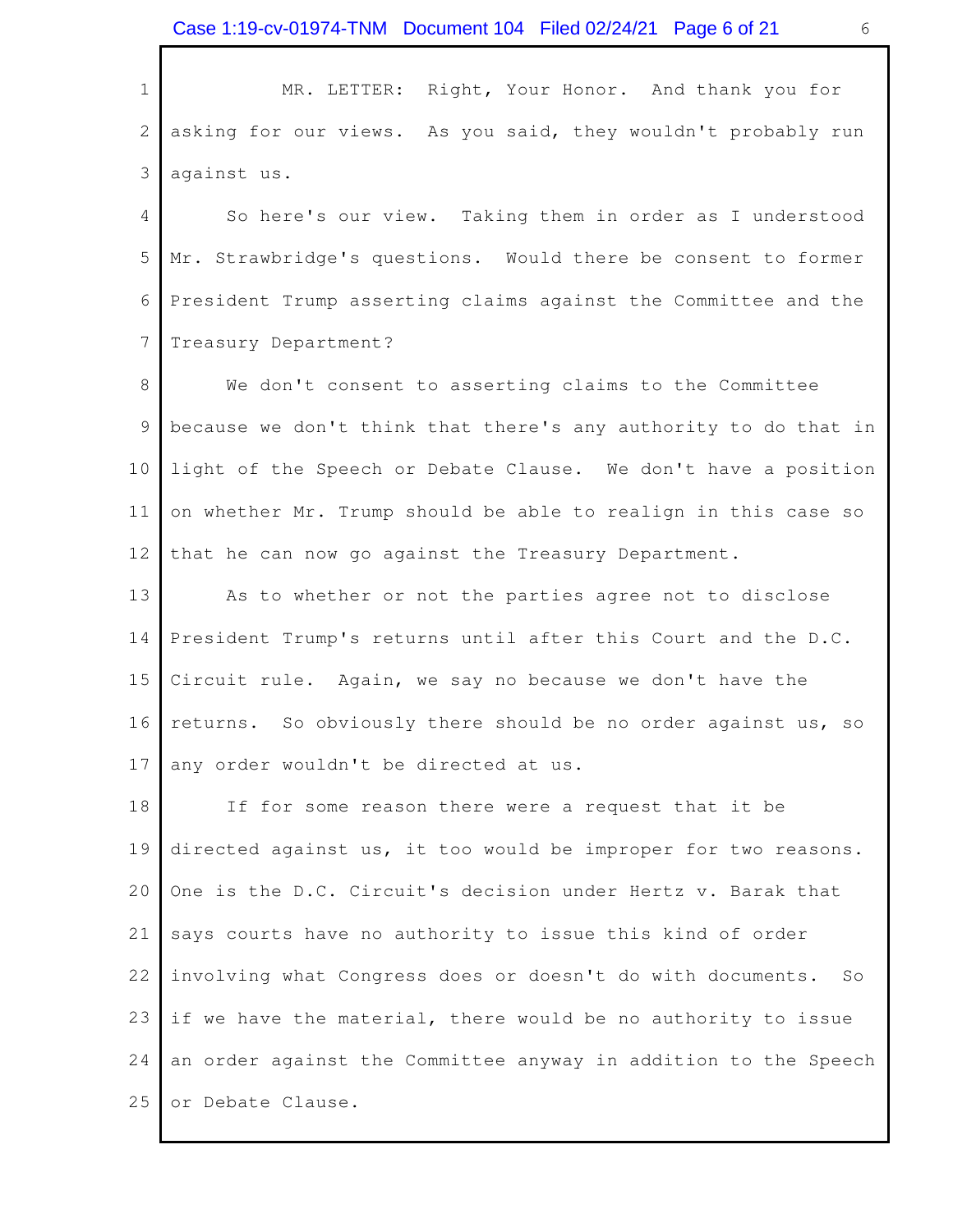MR. LETTER: Right, Your Honor. And thank you for asking for our views. As you said, they wouldn't probably run against us.

So here's our view. Taking them in order as I understood Mr. Strawbridge's questions. Would there be consent to former President Trump asserting claims against the Committee and the Treasury Department?

We don't consent to asserting claims to the Committee because we don't think that there's any authority to do that in light of the Speech or Debate Clause. We don't have a position on whether Mr. Trump should be able to realign in this case so that he can now go against the Treasury Department.

As to whether or not the parties agree not to disclose President Trump's returns until after this Court and the D.C. Circuit rule. Again, we say no because we don't have the returns. So obviously there should be no order against us, so any order wouldn't be directed at us.

If for some reason there were a request that it be directed against us, it too would be improper for two reasons. One is the D.C. Circuit's decision under Hertz v. Barak that says courts have no authority to issue this kind of order involving what Congress does or doesn't do with documents. So if we have the material, there would be no authority to issue an order against the Committee anyway in addition to the Speech or Debate Clause.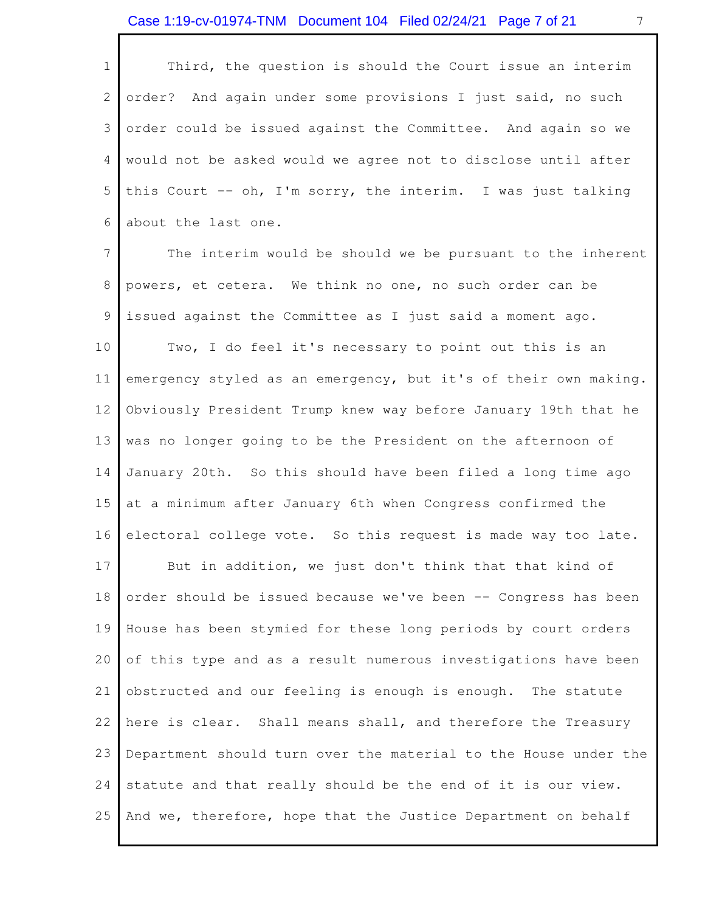Third, the question is should the Court issue an interim order? And again under some provisions I just said, no such order could be issued against the Committee. And again so we would not be asked would we agree not to disclose until after this Court -- oh, I'm sorry, the interim. I was just talking about the last one.

The interim would be should we be pursuant to the inherent powers, et cetera. We think no one, no such order can be issued against the Committee as I just said a moment ago.

Two, I do feel it's necessary to point out this is an emergency styled as an emergency, but it's of their own making. Obviously President Trump knew way before January 19th that he was no longer going to be the President on the afternoon of January 20th. So this should have been filed a long time ago at a minimum after January 6th when Congress confirmed the electoral college vote. So this request is made way too late.

But in addition, we just don't think that that kind of order should be issued because we've been -- Congress has been House has been stymied for these long periods by court orders of this type and as a result numerous investigations have been obstructed and our feeling is enough is enough. The statute here is clear. Shall means shall, and therefore the Treasury Department should turn over the material to the House under the statute and that really should be the end of it is our view. And we, therefore, hope that the Justice Department on behalf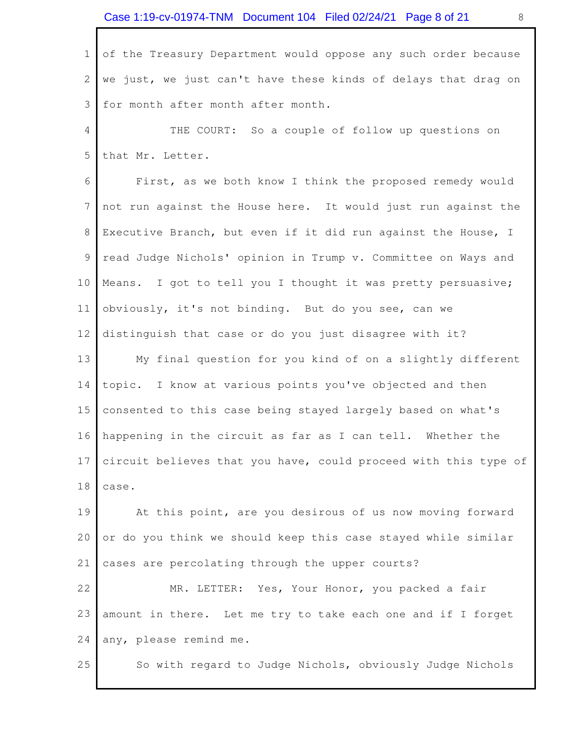of the Treasury Department would oppose any such order because we just, we just can't have these kinds of delays that drag on for month after month after month.

THE COURT: So a couple of follow up questions on that Mr. Letter.

First, as we both know I think the proposed remedy would not run against the House here. It would just run against the Executive Branch, but even if it did run against the House, I read Judge Nichols' opinion in Trump v. Committee on Ways and Means. I got to tell you I thought it was pretty persuasive; obviously, it's not binding. But do you see, can we distinguish that case or do you just disagree with it?

My final question for you kind of on a slightly different topic. I know at various points you've objected and then consented to this case being stayed largely based on what's happening in the circuit as far as I can tell. Whether the circuit believes that you have, could proceed with this type of case.

At this point, are you desirous of us now moving forward or do you think we should keep this case stayed while similar cases are percolating through the upper courts?

MR. LETTER: Yes, Your Honor, you packed a fair amount in there. Let me try to take each one and if I forget any, please remind me.

So with regard to Judge Nichols, obviously Judge Nichols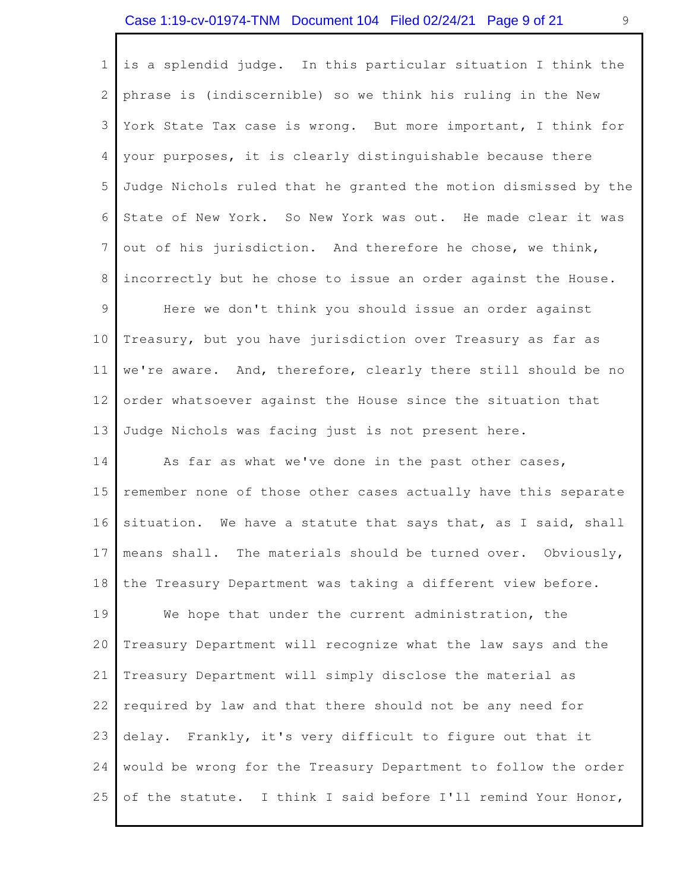is a splendid judge. In this particular situation I think the phrase is (indiscernible) so we think his ruling in the New York State Tax case is wrong. But more important, I think for your purposes, it is clearly distinguishable because there Judge Nichols ruled that he granted the motion dismissed by the State of New York. So New York was out. He made clear it was out of his jurisdiction. And therefore he chose, we think, incorrectly but he chose to issue an order against the House.

Here we don't think you should issue an order against Treasury, but you have jurisdiction over Treasury as far as we're aware. And, therefore, clearly there still should be no order whatsoever against the House since the situation that Judge Nichols was facing just is not present here.

As far as what we've done in the past other cases, remember none of those other cases actually have this separate situation. We have a statute that says that, as I said, shall means shall. The materials should be turned over. Obviously, the Treasury Department was taking a different view before.

We hope that under the current administration, the Treasury Department will recognize what the law says and the Treasury Department will simply disclose the material as required by law and that there should not be any need for delay. Frankly, it's very difficult to figure out that it would be wrong for the Treasury Department to follow the order of the statute. I think I said before I'll remind Your Honor,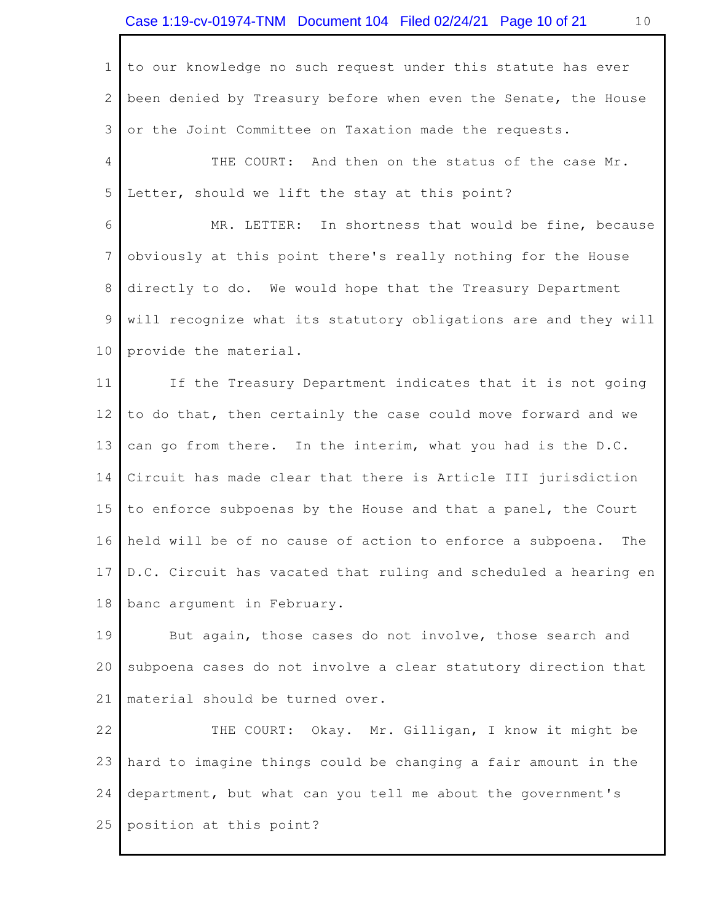to our knowledge no such request under this statute has ever been denied by Treasury before when even the Senate, the House or the Joint Committee on Taxation made the requests.

THE COURT: And then on the status of the case Mr. Letter, should we lift the stay at this point?

MR. LETTER: In shortness that would be fine, because obviously at this point there's really nothing for the House directly to do. We would hope that the Treasury Department will recognize what its statutory obligations are and they will provide the material.

If the Treasury Department indicates that it is not going to do that, then certainly the case could move forward and we can go from there. In the interim, what you had is the D.C. Circuit has made clear that there is Article III jurisdiction to enforce subpoenas by the House and that a panel, the Court held will be of no cause of action to enforce a subpoena. The D.C. Circuit has vacated that ruling and scheduled a hearing en banc argument in February.

But again, those cases do not involve, those search and subpoena cases do not involve a clear statutory direction that material should be turned over.

THE COURT: Okay. Mr. Gilligan, I know it might be hard to imagine things could be changing a fair amount in the department, but what can you tell me about the government's position at this point?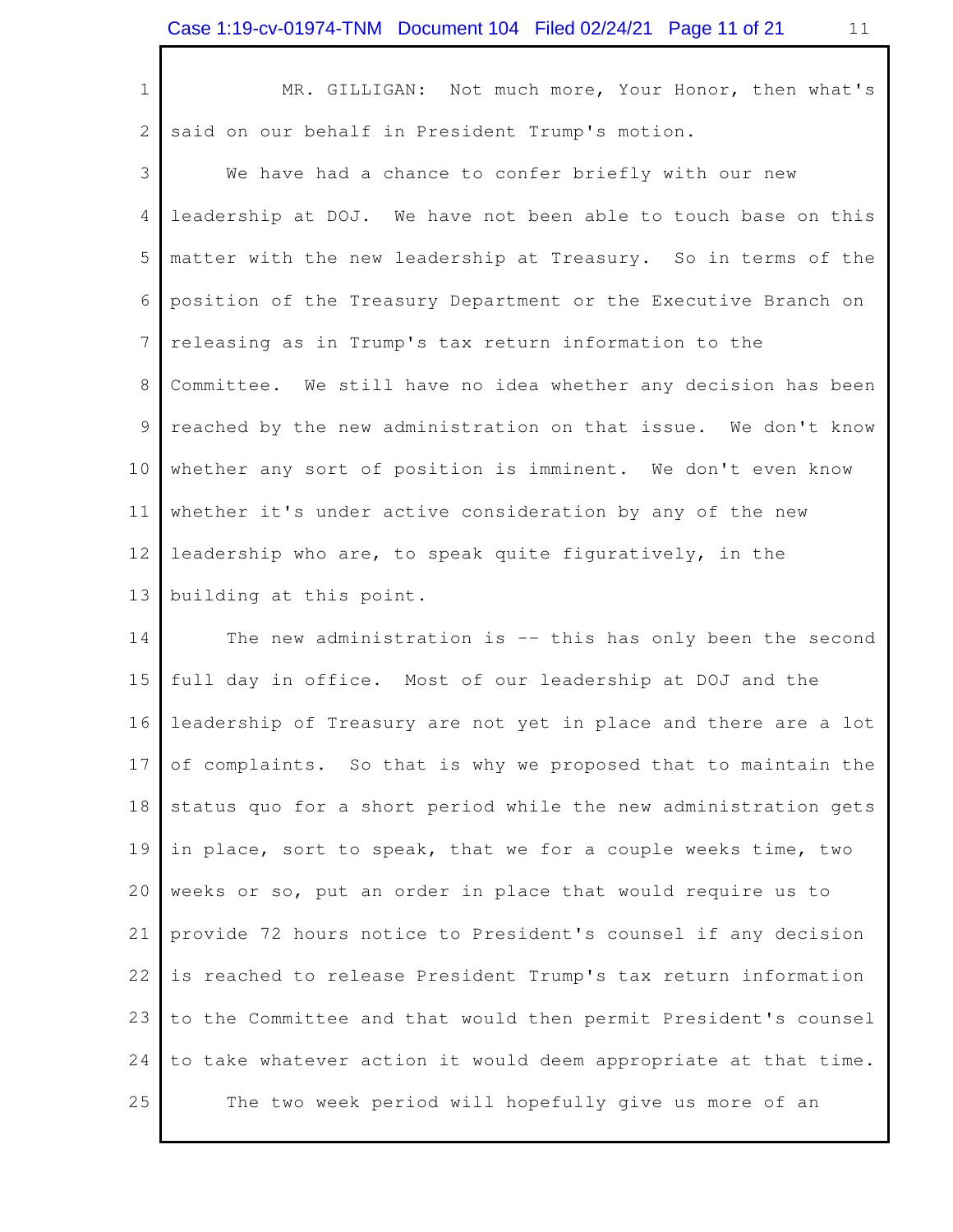MR. GILLIGAN: Not much more, Your Honor, then what's said on our behalf in President Trump's motion.

We have had a chance to confer briefly with our new leadership at DOJ. We have not been able to touch base on this matter with the new leadership at Treasury. So in terms of the position of the Treasury Department or the Executive Branch on releasing as in Trump's tax return information to the Committee. We still have no idea whether any decision has been reached by the new administration on that issue. We don't know whether any sort of position is imminent. We don't even know whether it's under active consideration by any of the new leadership who are, to speak quite figuratively, in the building at this point.

The new administration is -- this has only been the second full day in office. Most of our leadership at DOJ and the leadership of Treasury are not yet in place and there are a lot of complaints. So that is why we proposed that to maintain the status quo for a short period while the new administration gets in place, sort to speak, that we for a couple weeks time, two weeks or so, put an order in place that would require us to provide 72 hours notice to President's counsel if any decision is reached to release President Trump's tax return information to the Committee and that would then permit President's counsel to take whatever action it would deem appropriate at that time.

The two week period will hopefully give us more of an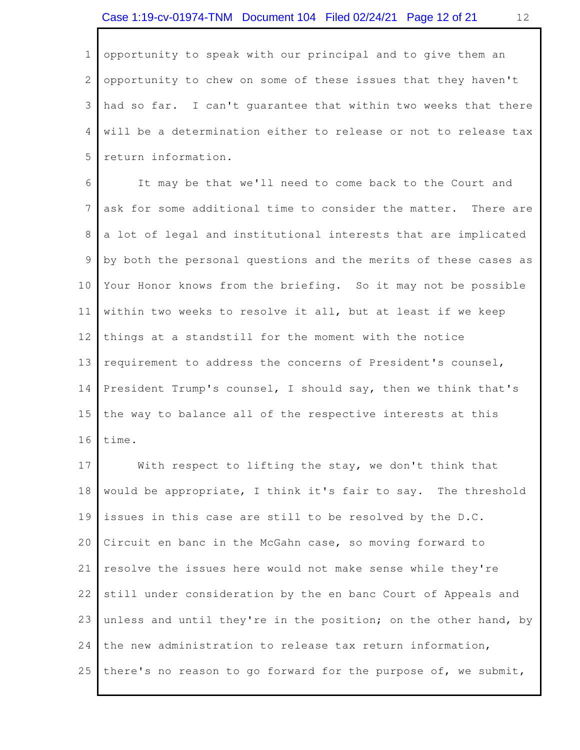opportunity to speak with our principal and to give them an opportunity to chew on some of these issues that they haven't had so far. I can't guarantee that within two weeks that there will be a determination either to release or not to release tax return information.

It may be that we'll need to come back to the Court and ask for some additional time to consider the matter. There are a lot of legal and institutional interests that are implicated by both the personal questions and the merits of these cases as Your Honor knows from the briefing. So it may not be possible within two weeks to resolve it all, but at least if we keep things at a standstill for the moment with the notice requirement to address the concerns of President's counsel, President Trump's counsel, I should say, then we think that's the way to balance all of the respective interests at this time.

With respect to lifting the stay, we don't think that would be appropriate, I think it's fair to say. The threshold issues in this case are still to be resolved by the D.C. Circuit en banc in the McGahn case, so moving forward to resolve the issues here would not make sense while they're still under consideration by the en banc Court of Appeals and unless and until they're in the position; on the other hand, by the new administration to release tax return information, there's no reason to go forward for the purpose of, we submit,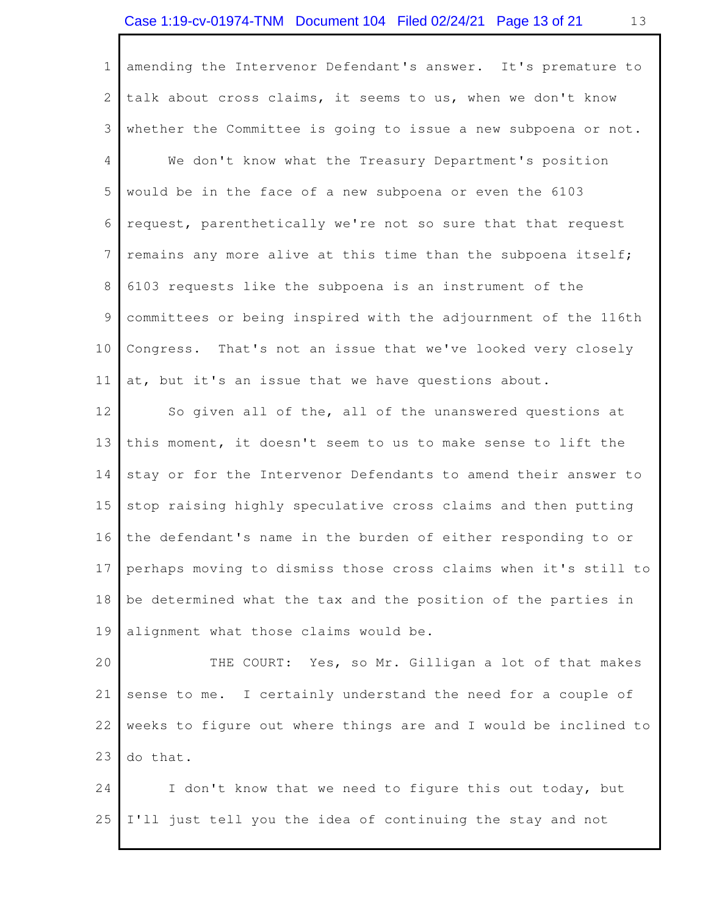amending the Intervenor Defendant's answer. It's premature to talk about cross claims, it seems to us, when we don't know whether the Committee is going to issue a new subpoena or not.

We don't know what the Treasury Department's position would be in the face of a new subpoena or even the 6103 request, parenthetically we're not so sure that that request remains any more alive at this time than the subpoena itself; 6103 requests like the subpoena is an instrument of the committees or being inspired with the adjournment of the 116th Congress. That's not an issue that we've looked very closely at, but it's an issue that we have questions about.

So given all of the, all of the unanswered questions at this moment, it doesn't seem to us to make sense to lift the stay or for the Intervenor Defendants to amend their answer to stop raising highly speculative cross claims and then putting the defendant's name in the burden of either responding to or perhaps moving to dismiss those cross claims when it's still to be determined what the tax and the position of the parties in alignment what those claims would be.

THE COURT: Yes, so Mr. Gilligan a lot of that makes sense to me. I certainly understand the need for a couple of weeks to figure out where things are and I would be inclined to do that.

I don't know that we need to figure this out today, but I'll just tell you the idea of continuing the stay and not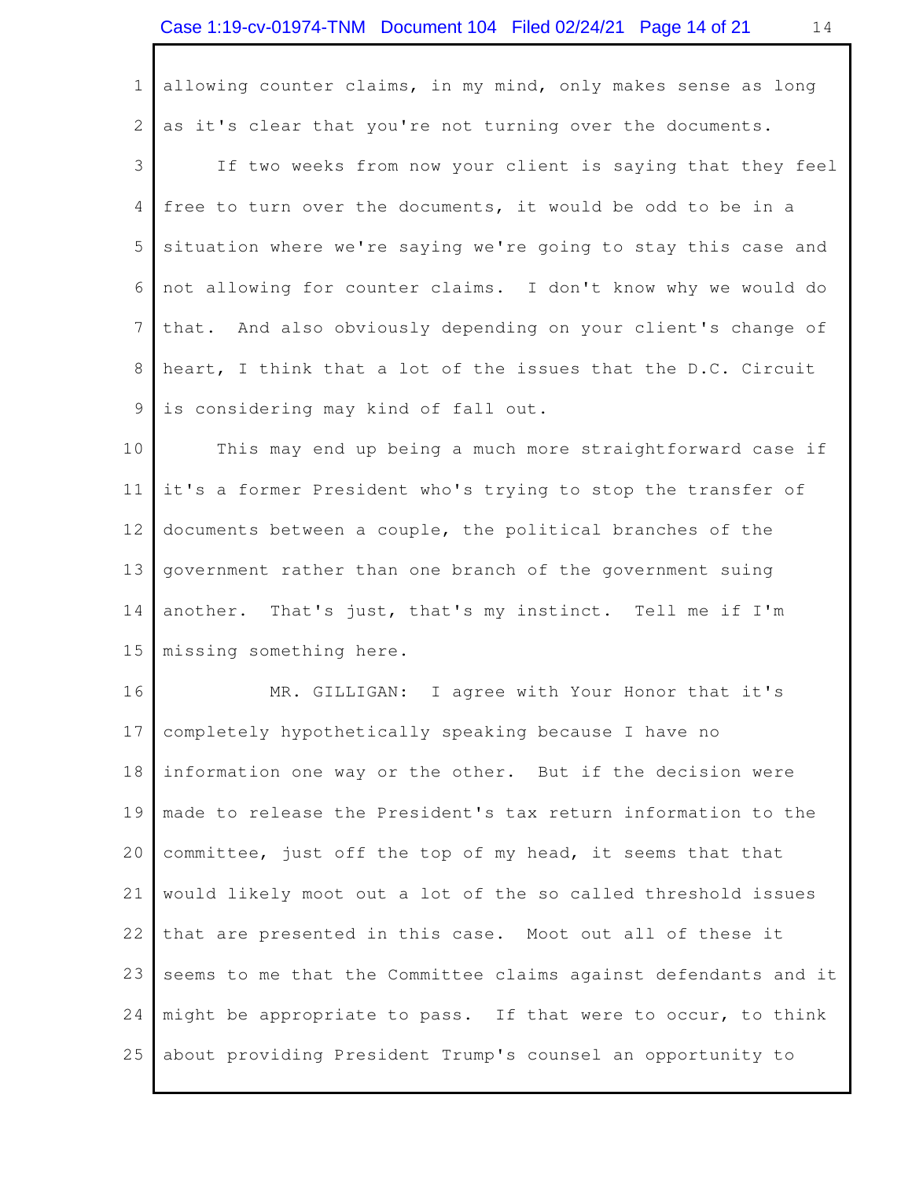allowing counter claims, in my mind, only makes sense as long as it's clear that you're not turning over the documents.

If two weeks from now your client is saying that they feel free to turn over the documents, it would be odd to be in a situation where we're saying we're going to stay this case and not allowing for counter claims. I don't know why we would do that. And also obviously depending on your client's change of heart, I think that a lot of the issues that the D.C. Circuit is considering may kind of fall out.

This may end up being a much more straightforward case if it's a former President who's trying to stop the transfer of documents between a couple, the political branches of the government rather than one branch of the government suing another. That's just, that's my instinct. Tell me if I'm missing something here.

MR. GILLIGAN: I agree with Your Honor that it's completely hypothetically speaking because I have no information one way or the other. But if the decision were made to release the President's tax return information to the committee, just off the top of my head, it seems that that would likely moot out a lot of the so called threshold issues that are presented in this case. Moot out all of these it seems to me that the Committee claims against defendants and it might be appropriate to pass. If that were to occur, to think about providing President Trump's counsel an opportunity to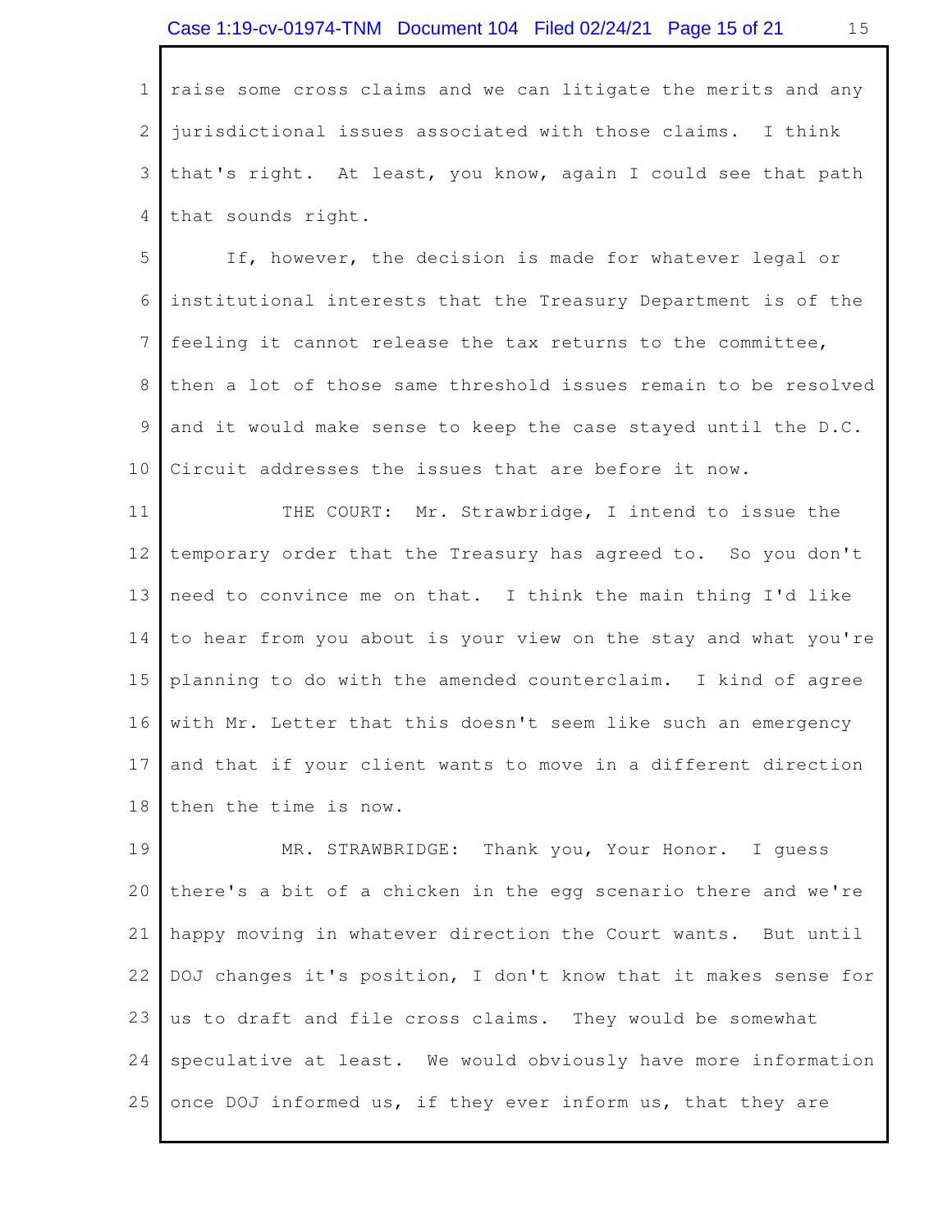raise some cross claims and we can litigate the merits and any jurisdictional issues associated with those claims. I think that's right. At least, you know, again I could see that path that sounds right.

If, however, the decision is made for whatever legal or institutional interests that the Treasury Department is of the feeling it cannot release the tax returns to the committee, then a lot of those same threshold issues remain to be resolved and it would make sense to keep the case stayed until the D.C. Circuit addresses the issues that are before it now.

THE COURT: Mr. Strawbridge, I intend to issue the temporary order that the Treasury has agreed to. So you don't need to convince me on that. I think the main thing I'd like to hear from you about is your view on the stay and what you're planning to do with the amended counterclaim. I kind of agree with Mr. Letter that this doesn't seem like such an emergency and that if your client wants to move in a different direction then the time is now.

MR. STRAWBRIDGE: Thank you, Your Honor. I guess there's a bit of a chicken in the egg scenario there and we're happy moving in whatever direction the Court wants. But until DOJ changes it's position, I don't know that it makes sense for us to draft and file cross claims. They would be somewhat speculative at least. We would obviously have more information once DOJ informed us, if they ever inform us, that they are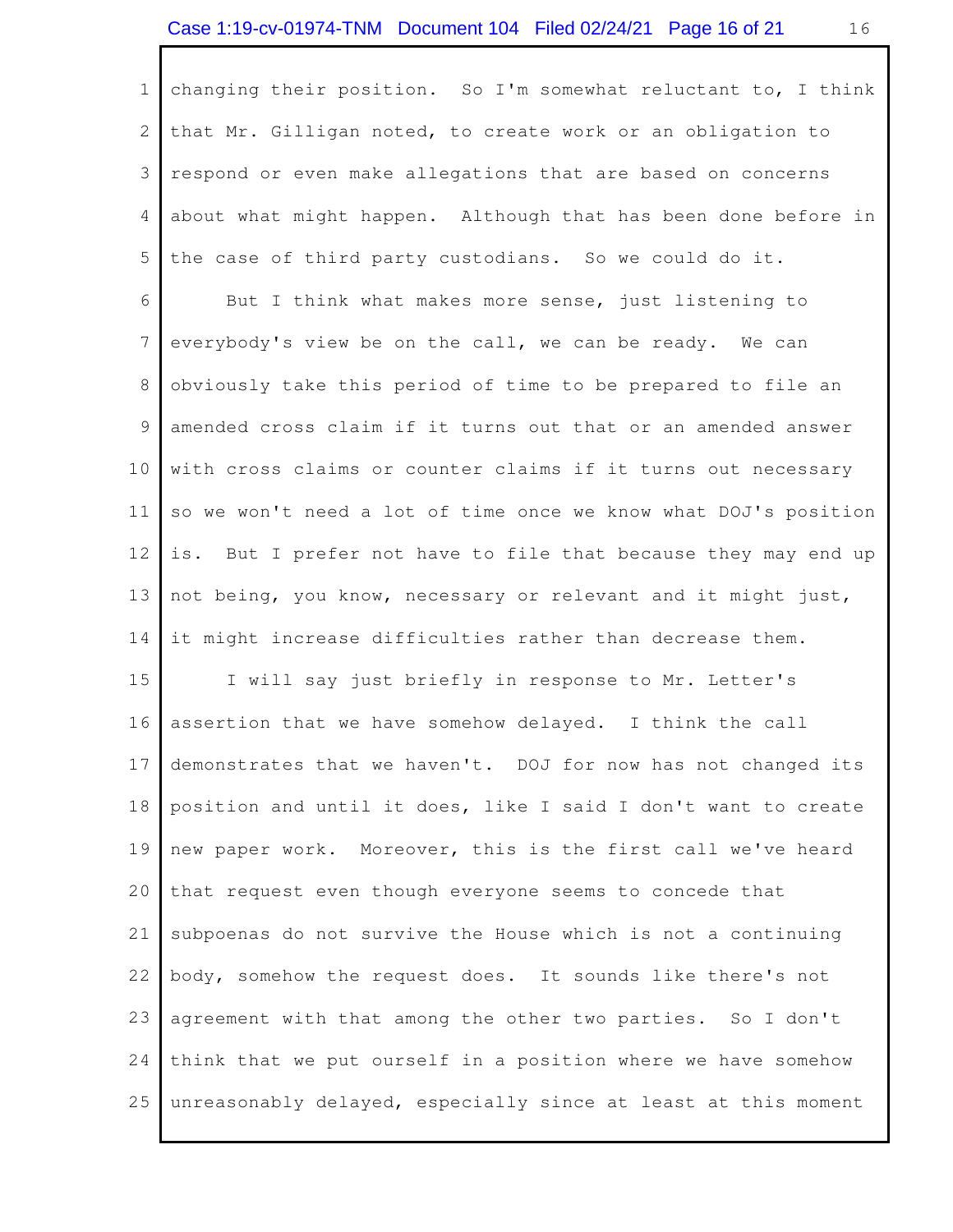changing their position. So I'm somewhat reluctant to, I think that Mr. Gilligan noted, to create work or an obligation to respond or even make allegations that are based on concerns about what might happen. Although that has been done before in the case of third party custodians. So we could do it.

But I think what makes more sense, just listening to everybody's view be on the call, we can be ready. We can obviously take this period of time to be prepared to file an amended cross claim if it turns out that or an amended answer with cross claims or counter claims if it turns out necessary so we won't need a lot of time once we know what DOJ's position is. But I prefer not have to file that because they may end up not being, you know, necessary or relevant and it might just, it might increase difficulties rather than decrease them.

I will say just briefly in response to Mr. Letter's assertion that we have somehow delayed. I think the call demonstrates that we haven't. DOJ for now has not changed its position and until it does, like I said I don't want to create new paper work. Moreover, this is the first call we've heard that request even though everyone seems to concede that subpoenas do not survive the House which is not a continuing body, somehow the request does. It sounds like there's not agreement with that among the other two parties. So I don't think that we put ourself in a position where we have somehow unreasonably delayed, especially since at least at this moment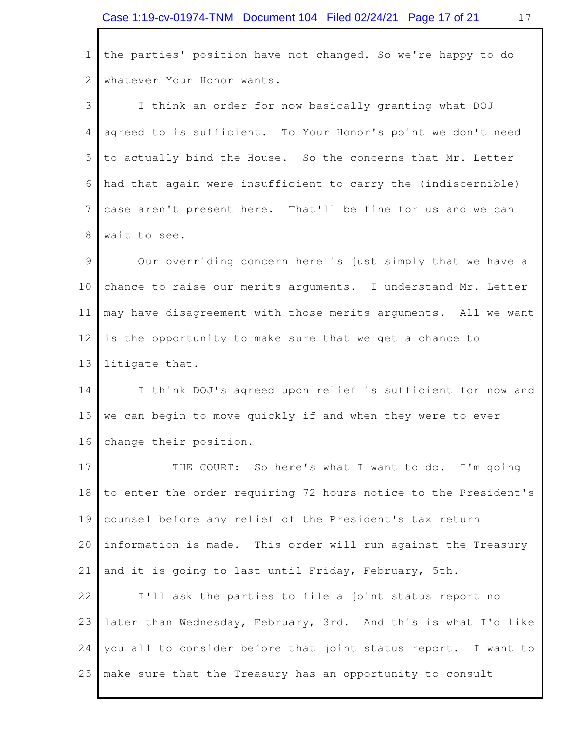the parties' position have not changed. So we're happy to do whatever Your Honor wants.

I think an order for now basically granting what DOJ agreed to is sufficient. To Your Honor's point we don't need to actually bind the House. So the concerns that Mr. Letter had that again were insufficient to carry the (indiscernible) case aren't present here. That'll be fine for us and we can wait to see.

Our overriding concern here is just simply that we have a chance to raise our merits arguments. I understand Mr. Letter may have disagreement with those merits arguments. All we want is the opportunity to make sure that we get a chance to litigate that.

I think DOJ's agreed upon relief is sufficient for now and we can begin to move quickly if and when they were to ever change their position.

THE COURT: So here's what I want to do. I'm going to enter the order requiring 72 hours notice to the President's counsel before any relief of the President's tax return information is made. This order will run against the Treasury and it is going to last until Friday, February, 5th.

I'll ask the parties to file a joint status report no later than Wednesday, February, 3rd. And this is what I'd like you all to consider before that joint status report. I want to make sure that the Treasury has an opportunity to consult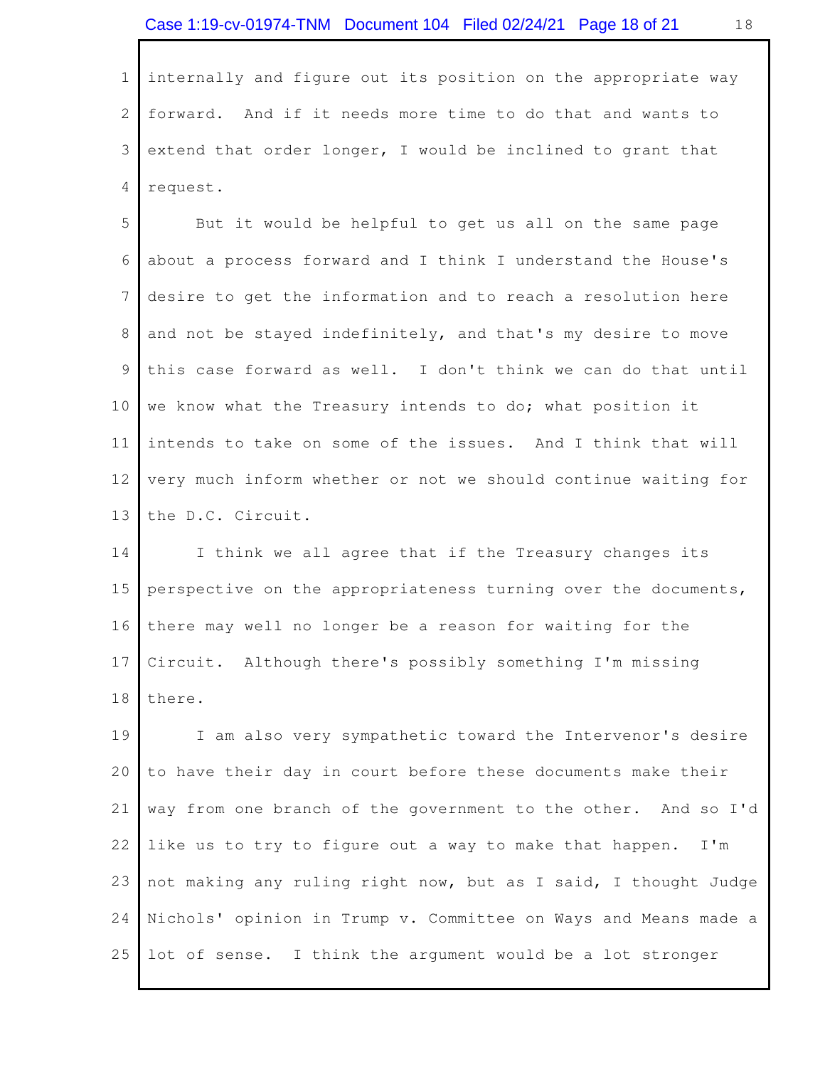internally and figure out its position on the appropriate way forward. And if it needs more time to do that and wants to extend that order longer, I would be inclined to grant that request.

But it would be helpful to get us all on the same page about a process forward and I think I understand the House's desire to get the information and to reach a resolution here and not be stayed indefinitely, and that's my desire to move this case forward as well. I don't think we can do that until we know what the Treasury intends to do; what position it intends to take on some of the issues. And I think that will very much inform whether or not we should continue waiting for the D.C. Circuit.

I think we all agree that if the Treasury changes its perspective on the appropriateness turning over the documents, there may well no longer be a reason for waiting for the Circuit. Although there's possibly something I'm missing there.

I am also very sympathetic toward the Intervenor's desire to have their day in court before these documents make their way from one branch of the government to the other. And so I'd like us to try to figure out a way to make that happen. I'm not making any ruling right now, but as I said, I thought Judge Nichols' opinion in Trump v. Committee on Ways and Means made a lot of sense. I think the argument would be a lot stronger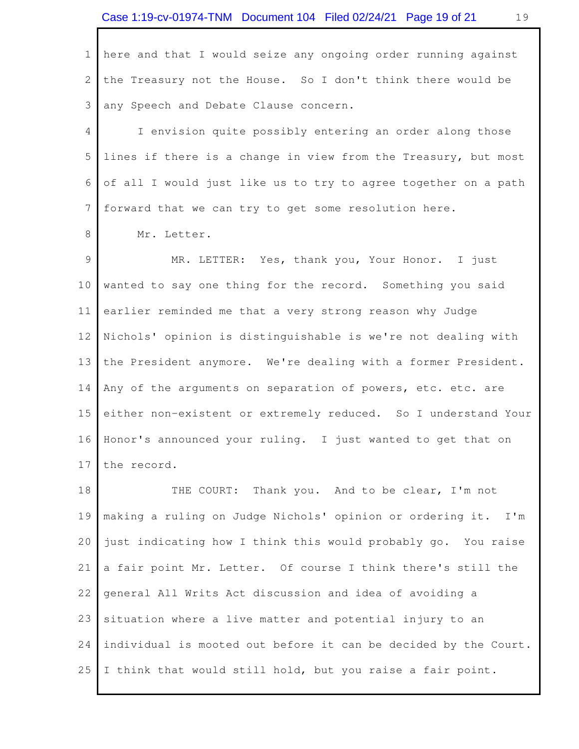here and that I would seize any ongoing order running against the Treasury not the House. So I don't think there would be any Speech and Debate Clause concern.

I envision quite possibly entering an order along those lines if there is a change in view from the Treasury, but most of all I would just like us to try to agree together on a path forward that we can try to get some resolution here.

Mr. Letter.

MR. LETTER: Yes, thank you, Your Honor. I just wanted to say one thing for the record. Something you said earlier reminded me that a very strong reason why Judge Nichols' opinion is distinguishable is we're not dealing with the President anymore. We're dealing with a former President. Any of the arguments on separation of powers, etc. etc. are either non-existent or extremely reduced. So I understand Your Honor's announced your ruling. I just wanted to get that on the record.

THE COURT: Thank you. And to be clear, I'm not making a ruling on Judge Nichols' opinion or ordering it. I'm just indicating how I think this would probably go. You raise a fair point Mr. Letter. Of course I think there's still the general All Writs Act discussion and idea of avoiding a situation where a live matter and potential injury to an individual is mooted out before it can be decided by the Court. I think that would still hold, but you raise a fair point.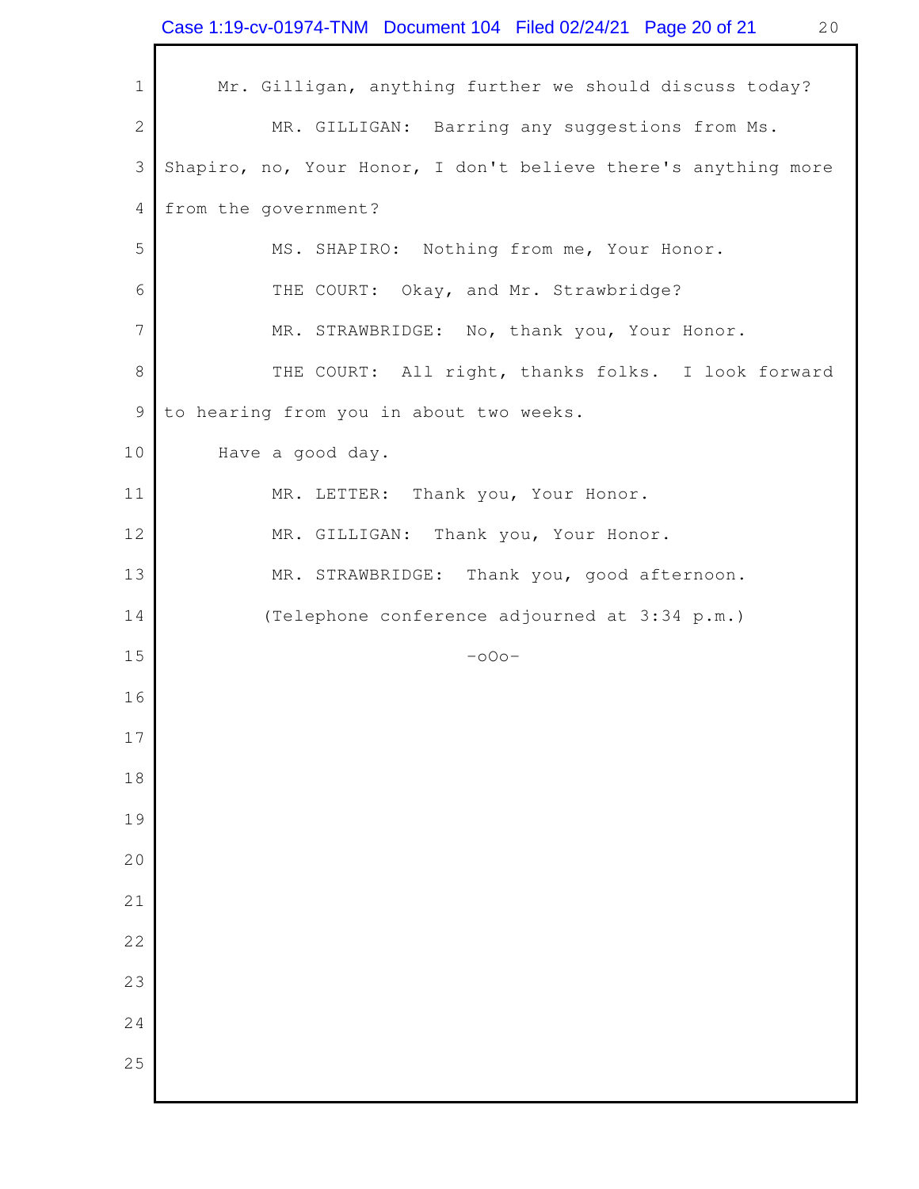Mr. Gilligan, anything further we should discuss today?

MR. GILLIGAN: Barring any suggestions from Ms. Shapiro, no, Your Honor, I don't believe there's anything more from the government?

MS. SHAPIRO: Nothing from me, Your Honor.

THE COURT: Okay, and Mr. Strawbridge?

MR. STRAWBRIDGE: No, thank you, Your Honor.

THE COURT: All right, thanks folks. I look forward to hearing from you in about two weeks.

Have a good day.

MR. LETTER: Thank you, Your Honor.

MR. GILLIGAN: Thank you, Your Honor.

MR. STRAWBRIDGE: Thank you, good afternoon.

(Telephone conference adjourned at 3:34 p.m.)

-oOo-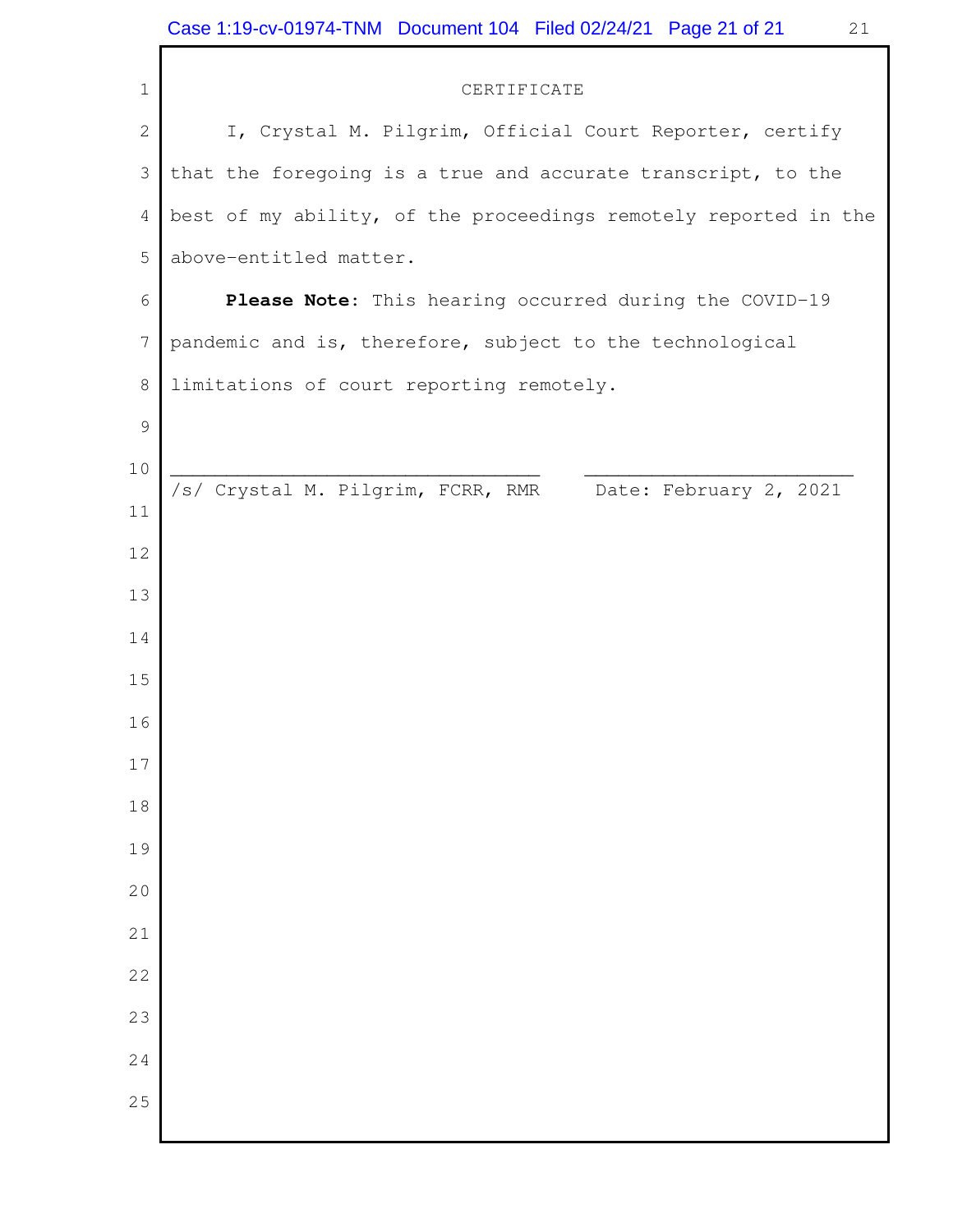CERTIFICATE

I, Crystal M. Pilgrim, Official Court Reporter, certify that the foregoing is a true and accurate transcript, to the best of my ability, of the proceedings remotely reported in the above-entitled matter.

**Please Note**: This hearing occurred during the COVID-19 pandemic and is, therefore, subject to the technological limitations of court reporting remotely.

/s/ Crystal M. Pilgrim, FCRR, RMR

Date: February 2, 2021